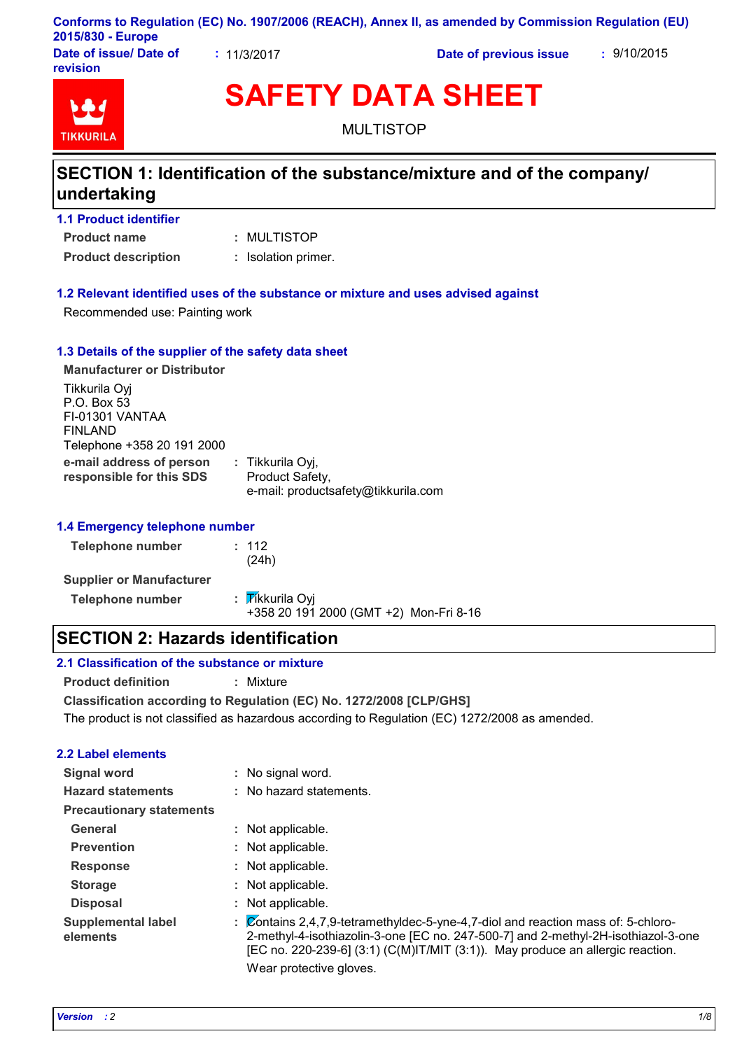Conforms to Regulation (EC) No. 1907/2006 (REACH), Annex II, as amended by Commission Regulation (EU) 2015/830 - Europe

**Date of issue/ Date of revision** : 11/3/2017 **Date of previous issue** : 9/10/2015

# SAFETY DATA SHEET

MULTISTOP

## SECTION 1: Identification of the substance/mixture and of the company/ undertaking

### 1.1 Product identifier

**Product name** : MULTISTOP

**Product description** : Isolation primer.

### 1.2 Relevant identified uses of the substance or mixture and uses advised against

Recommended use: Painting work

### 1.3 Details of the supplier of the safety data sheet

**Manufacturer or Distributor**

Tikkurila Oyj
P.O. Box 53
FI-01301 VANTAA
FINLAND
Telephone +358 20 191 2000

**e-mail address of person responsible for this SDS** : Tikkurila Oyj, Product Safety, e-mail: productsafety@tikkurila.com

### 1.4 Emergency telephone number

**Telephone number** : 112 (24h)

**Supplier or Manufacturer**

**Telephone number** : Tikkurila Oyj
+358 20 191 2000 (GMT +2) Mon-Fri 8-16

## SECTION 2: Hazards identification

### 2.1 Classification of the substance or mixture

**Product definition** : Mixture

**Classification according to Regulation (EC) No. 1272/2008 [CLP/GHS]**

The product is not classified as hazardous according to Regulation (EC) 1272/2008 as amended.

### 2.2 Label elements

**Signal word** : No signal word.

**Hazard statements** : No hazard statements.

**Precautionary statements**

**General** : Not applicable.

**Prevention** : Not applicable.

**Response** : Not applicable.

**Storage** : Not applicable.

**Disposal** : Not applicable.

**Supplemental label elements** : Contains 2,4,7,9-tetramethyldec-5-yne-4,7-diol and reaction mass of: 5-chloro-2-methyl-4-isothiazolin-3-one [EC no. 247-500-7] and 2-methyl-2H-isothiazol-3-one [EC no. 220-239-6] (3:1) (C(M)IT/MIT (3:1)). May produce an allergic reaction.
Wear protective gloves.

*Version : 2*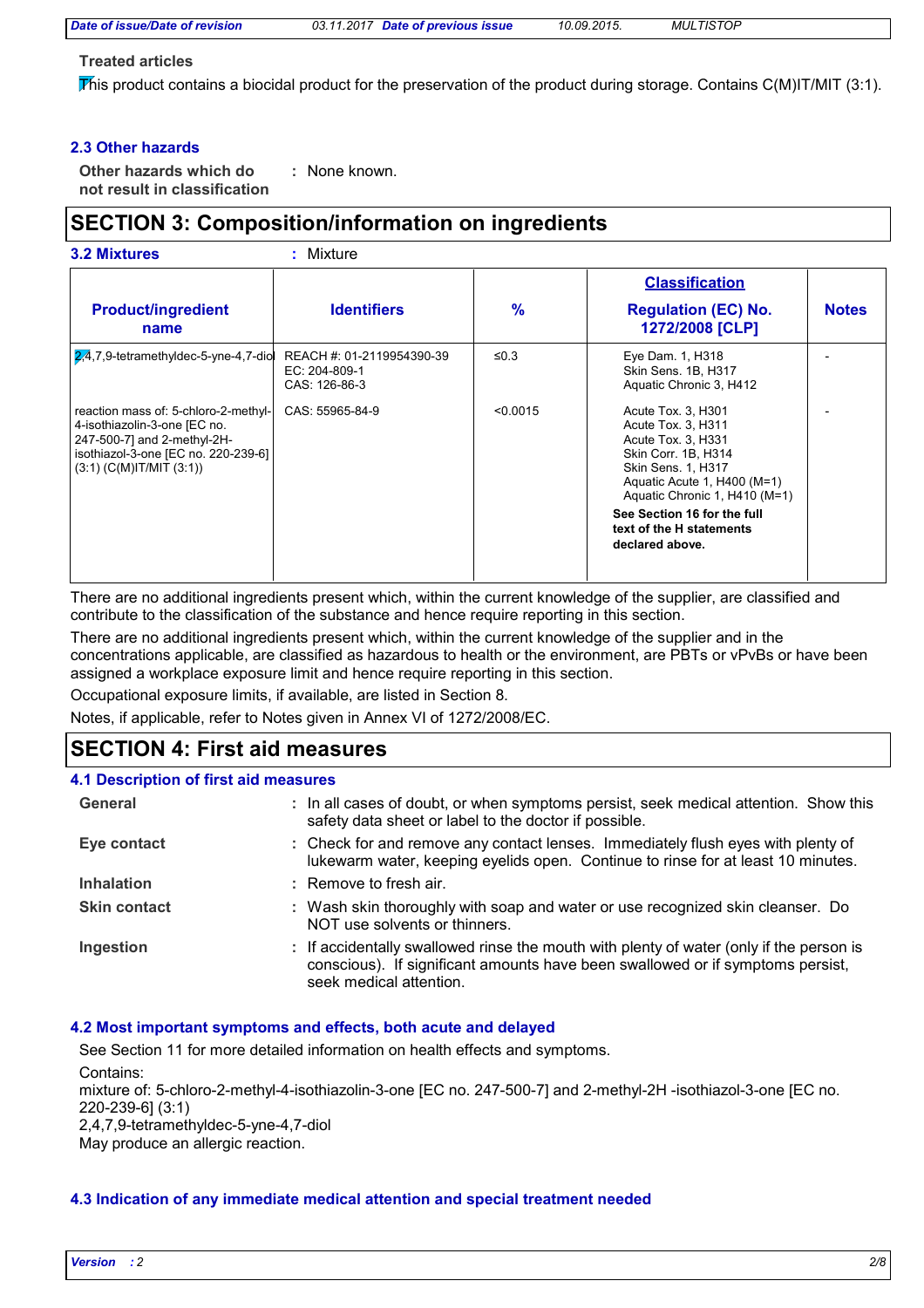**Treated articles**

This product contains a biocidal product for the preservation of the product during storage. Contains C(M)IT/MIT (3:1).

### 2.3 Other hazards

**Other hazards which do not result in classification** : None known.

## SECTION 3: Composition/information on ingredients

**3.2 Mixtures** : Mixture

| Product/ingredient name | Identifiers | % | Classification<br>Regulation (EC) No. 1272/2008 [CLP] | Notes |
|---|---|---|---|---|
| 2,4,7,9-tetramethyldec-5-yne-4,7-diol | REACH #: 01-2119954390-39<br>EC: 204-809-1<br>CAS: 126-86-3 | ≤0.3 | Eye Dam. 1, H318<br>Skin Sens. 1B, H317<br>Aquatic Chronic 3, H412 | - |
| reaction mass of: 5-chloro-2-methyl-4-isothiazolin-3-one [EC no. 247-500-7] and 2-methyl-2H-isothiazol-3-one [EC no. 220-239-6] (3:1) (C(M)IT/MIT (3:1)) | CAS: 55965-84-9 | <0.0015 | Acute Tox. 3, H301<br>Acute Tox. 3, H311<br>Acute Tox. 3, H331<br>Skin Corr. 1B, H314<br>Skin Sens. 1, H317<br>Aquatic Acute 1, H400 (M=1)<br>Aquatic Chronic 1, H410 (M=1)<br>**See Section 16 for the full text of the H statements declared above.** | - |

There are no additional ingredients present which, within the current knowledge of the supplier, are classified and contribute to the classification of the substance and hence require reporting in this section.

There are no additional ingredients present which, within the current knowledge of the supplier and in the concentrations applicable, are classified as hazardous to health or the environment, are PBTs or vPvBs or have been assigned a workplace exposure limit and hence require reporting in this section.

Occupational exposure limits, if available, are listed in Section 8.

Notes, if applicable, refer to Notes given in Annex VI of 1272/2008/EC.

## SECTION 4: First aid measures

### 4.1 Description of first aid measures

**General** : In all cases of doubt, or when symptoms persist, seek medical attention. Show this safety data sheet or label to the doctor if possible.

**Eye contact** : Check for and remove any contact lenses. Immediately flush eyes with plenty of lukewarm water, keeping eyelids open. Continue to rinse for at least 10 minutes.

**Inhalation** : Remove to fresh air.

**Skin contact** : Wash skin thoroughly with soap and water or use recognized skin cleanser. Do NOT use solvents or thinners.

**Ingestion** : If accidentally swallowed rinse the mouth with plenty of water (only if the person is conscious). If significant amounts have been swallowed or if symptoms persist, seek medical attention.

### 4.2 Most important symptoms and effects, both acute and delayed

See Section 11 for more detailed information on health effects and symptoms.

Contains:
mixture of: 5-chloro-2-methyl-4-isothiazolin-3-one [EC no. 247-500-7] and 2-methyl-2H -isothiazol-3-one [EC no. 220-239-6] (3:1)
2,4,7,9-tetramethyldec-5-yne-4,7-diol
May produce an allergic reaction.

### 4.3 Indication of any immediate medical attention and special treatment needed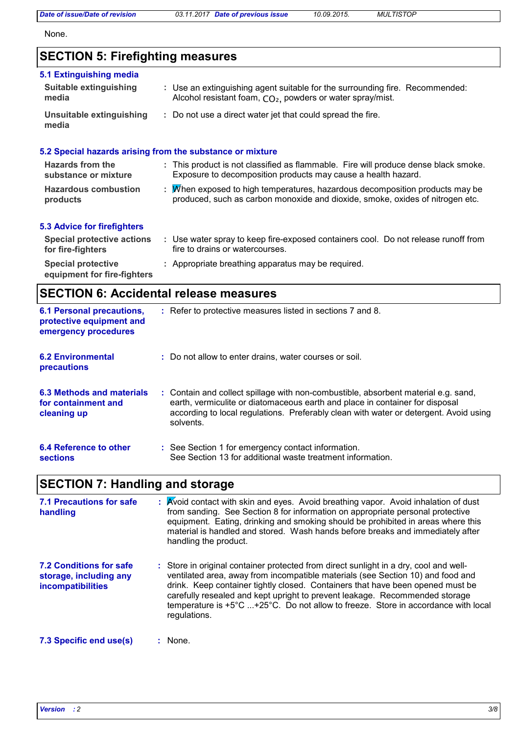None.

## SECTION 5: Firefighting measures

### 5.1 Extinguishing media

**Suitable extinguishing media** : Use an extinguishing agent suitable for the surrounding fire. Recommended: Alcohol resistant foam, $CO_2$, powders or water spray/mist.

**Unsuitable extinguishing media** : Do not use a direct water jet that could spread the fire.

### 5.2 Special hazards arising from the substance or mixture

**Hazards from the substance or mixture** : This product is not classified as flammable. Fire will produce dense black smoke. Exposure to decomposition products may cause a health hazard.

**Hazardous combustion products** : When exposed to high temperatures, hazardous decomposition products may be produced, such as carbon monoxide and dioxide, smoke, oxides of nitrogen etc.

### 5.3 Advice for firefighters

**Special protective actions for fire-fighters** : Use water spray to keep fire-exposed containers cool. Do not release runoff from fire to drains or watercourses.

**Special protective equipment for fire-fighters** : Appropriate breathing apparatus may be required.

## SECTION 6: Accidental release measures

**6.1 Personal precautions, protective equipment and emergency procedures** : Refer to protective measures listed in sections 7 and 8.

**6.2 Environmental precautions** : Do not allow to enter drains, water courses or soil.

**6.3 Methods and materials for containment and cleaning up** : Contain and collect spillage with non-combustible, absorbent material e.g. sand, earth, vermiculite or diatomaceous earth and place in container for disposal according to local regulations. Preferably clean with water or detergent. Avoid using solvents.

**6.4 Reference to other sections** : See Section 1 for emergency contact information.
See Section 13 for additional waste treatment information.

## SECTION 7: Handling and storage

**7.1 Precautions for safe handling** : Avoid contact with skin and eyes. Avoid breathing vapor. Avoid inhalation of dust from sanding. See Section 8 for information on appropriate personal protective equipment. Eating, drinking and smoking should be prohibited in areas where this material is handled and stored. Wash hands before breaks and immediately after handling the product.

**7.2 Conditions for safe storage, including any incompatibilities** : Store in original container protected from direct sunlight in a dry, cool and well-ventilated area, away from incompatible materials (see Section 10) and food and drink. Keep container tightly closed. Containers that have been opened must be carefully resealed and kept upright to prevent leakage. Recommended storage temperature is +5°C ...+25°C. Do not allow to freeze. Store in accordance with local regulations.

**7.3 Specific end use(s)** : None.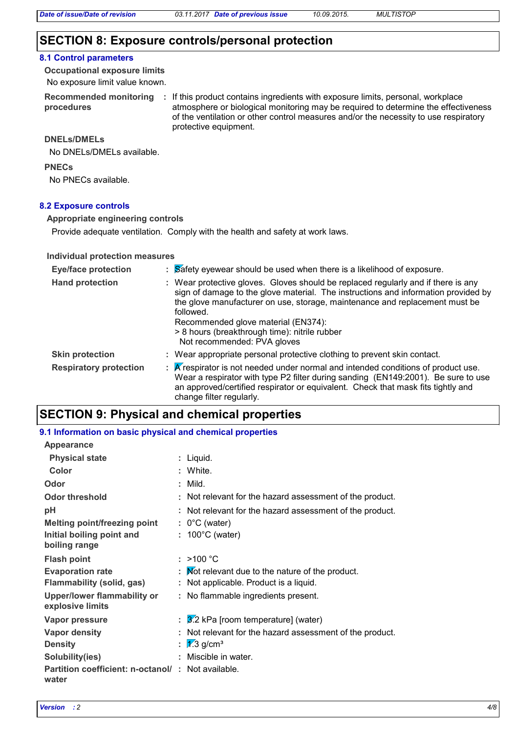## SECTION 8: Exposure controls/personal protection

### 8.1 Control parameters

**Occupational exposure limits**

No exposure limit value known.

**Recommended monitoring procedures** : If this product contains ingredients with exposure limits, personal, workplace atmosphere or biological monitoring may be required to determine the effectiveness of the ventilation or other control measures and/or the necessity to use respiratory protective equipment.

**DNELs/DMELs**

No DNELs/DMELs available.

**PNECs**

No PNECs available.

### 8.2 Exposure controls

**Appropriate engineering controls**

Provide adequate ventilation. Comply with the health and safety at work laws.

**Individual protection measures**

**Eye/face protection** : Safety eyewear should be used when there is a likelihood of exposure.

**Hand protection** : Wear protective gloves. Gloves should be replaced regularly and if there is any sign of damage to the glove material. The instructions and information provided by the glove manufacturer on use, storage, maintenance and replacement must be followed.
Recommended glove material (EN374):
> 8 hours (breakthrough time): nitrile rubber
Not recommended: PVA gloves

**Skin protection** : Wear appropriate personal protective clothing to prevent skin contact.

**Respiratory protection** : A respirator is not needed under normal and intended conditions of product use. Wear a respirator with type P2 filter during sanding (EN149:2001). Be sure to use an approved/certified respirator or equivalent. Check that mask fits tightly and change filter regularly.

## SECTION 9: Physical and chemical properties

### 9.1 Information on basic physical and chemical properties

**Appearance**

| | |
|---|---|
| **Physical state** | : Liquid. |
| **Color** | : White. |
| **Odor** | : Mild. |
| **Odor threshold** | : Not relevant for the hazard assessment of the product. |
| **pH** | : Not relevant for the hazard assessment of the product. |
| **Melting point/freezing point** | : 0°C (water) |
| **Initial boiling point and boiling range** | : 100°C (water) |
| **Flash point** | : >100 °C |
| **Evaporation rate** | : Not relevant due to the nature of the product. |
| **Flammability (solid, gas)** | : Not applicable. Product is a liquid. |
| **Upper/lower flammability or explosive limits** | : No flammable ingredients present. |
| **Vapor pressure** | : 3.2 kPa [room temperature] (water) |
| **Vapor density** | : Not relevant for the hazard assessment of the product. |
| **Density** | : 1.3 g/cm³ |
| **Solubility(ies)** | : Miscible in water. |
| **Partition coefficient: n-octanol/water** | : Not available. |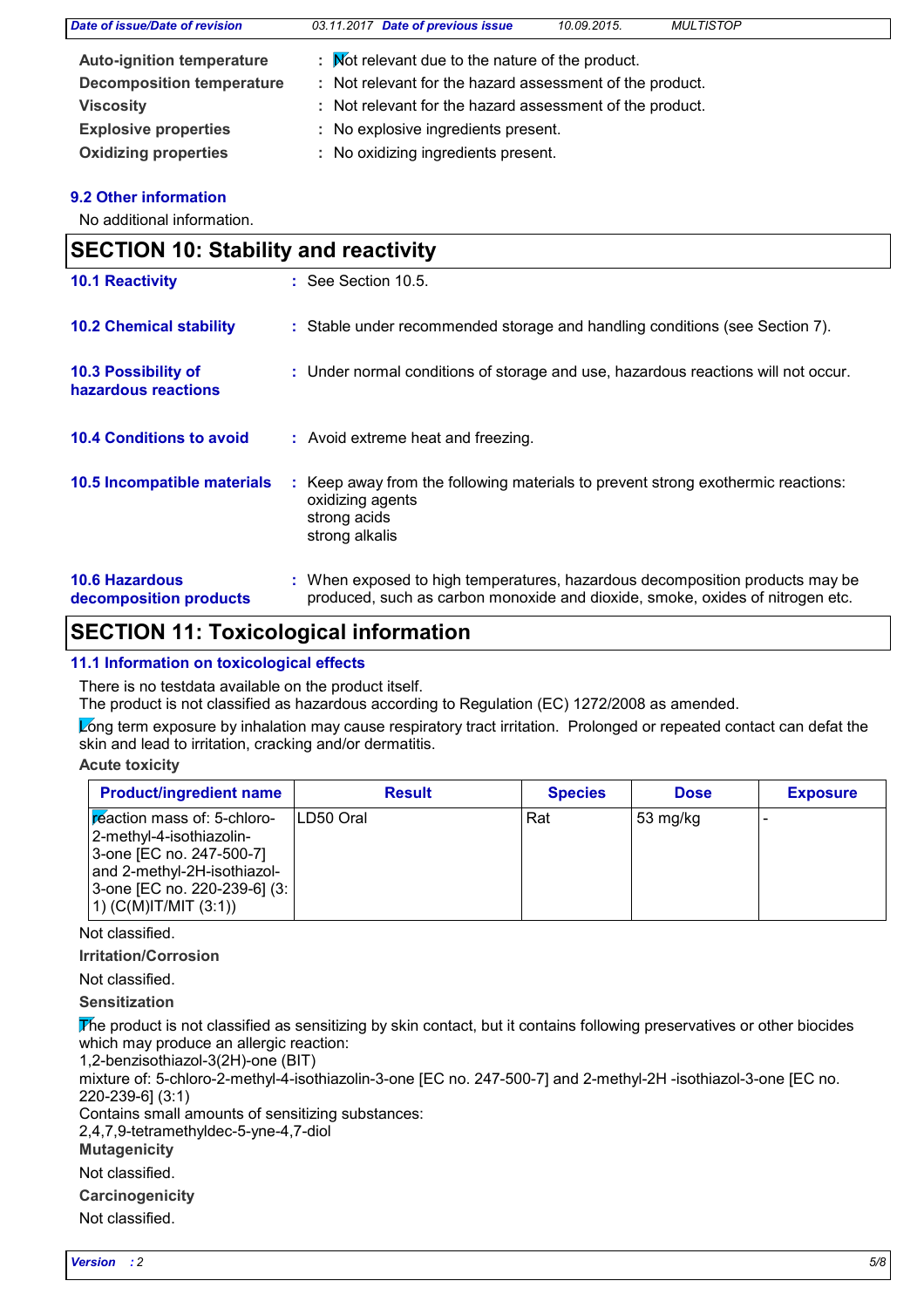| | | |
|---|---|---|
| **Auto-ignition temperature** | : | Not relevant due to the nature of the product. |
| **Decomposition temperature** | : | Not relevant for the hazard assessment of the product. |
| **Viscosity** | : | Not relevant for the hazard assessment of the product. |
| **Explosive properties** | : | No explosive ingredients present. |
| **Oxidizing properties** | : | No oxidizing ingredients present. |

### 9.2 Other information

No additional information.

## SECTION 10: Stability and reactivity

**10.1 Reactivity** : See Section 10.5.

**10.2 Chemical stability** : Stable under recommended storage and handling conditions (see Section 7).

**10.3 Possibility of hazardous reactions** : Under normal conditions of storage and use, hazardous reactions will not occur.

**10.4 Conditions to avoid** : Avoid extreme heat and freezing.

**10.5 Incompatible materials** : Keep away from the following materials to prevent strong exothermic reactions:
oxidizing agents
strong acids
strong alkalis

**10.6 Hazardous decomposition products** : When exposed to high temperatures, hazardous decomposition products may be produced, such as carbon monoxide and dioxide, smoke, oxides of nitrogen etc.

## SECTION 11: Toxicological information

### 11.1 Information on toxicological effects

There is no testdata available on the product itself.
The product is not classified as hazardous according to Regulation (EC) 1272/2008 as amended.

Long term exposure by inhalation may cause respiratory tract irritation. Prolonged or repeated contact can defat the skin and lead to irritation, cracking and/or dermatitis.

**Acute toxicity**

| Product/ingredient name | Result | Species | Dose | Exposure |
|---|---|---|---|---|
| reaction mass of: 5-chloro-2-methyl-4-isothiazolin-3-one [EC no. 247-500-7] and 2-methyl-2H-isothiazol-3-one [EC no. 220-239-6] (3:1) (C(M)IT/MIT (3:1)) | LD50 Oral | Rat | 53 mg/kg | - |

Not classified.

**Irritation/Corrosion**

Not classified.

**Sensitization**

The product is not classified as sensitizing by skin contact, but it contains following preservatives or other biocides which may produce an allergic reaction:
1,2-benzisothiazol-3(2H)-one (BIT)
mixture of: 5-chloro-2-methyl-4-isothiazolin-3-one [EC no. 247-500-7] and 2-methyl-2H -isothiazol-3-one [EC no. 220-239-6] (3:1)
Contains small amounts of sensitizing substances:
2,4,7,9-tetramethyldec-5-yne-4,7-diol

**Mutagenicity**

Not classified.

**Carcinogenicity**

Not classified.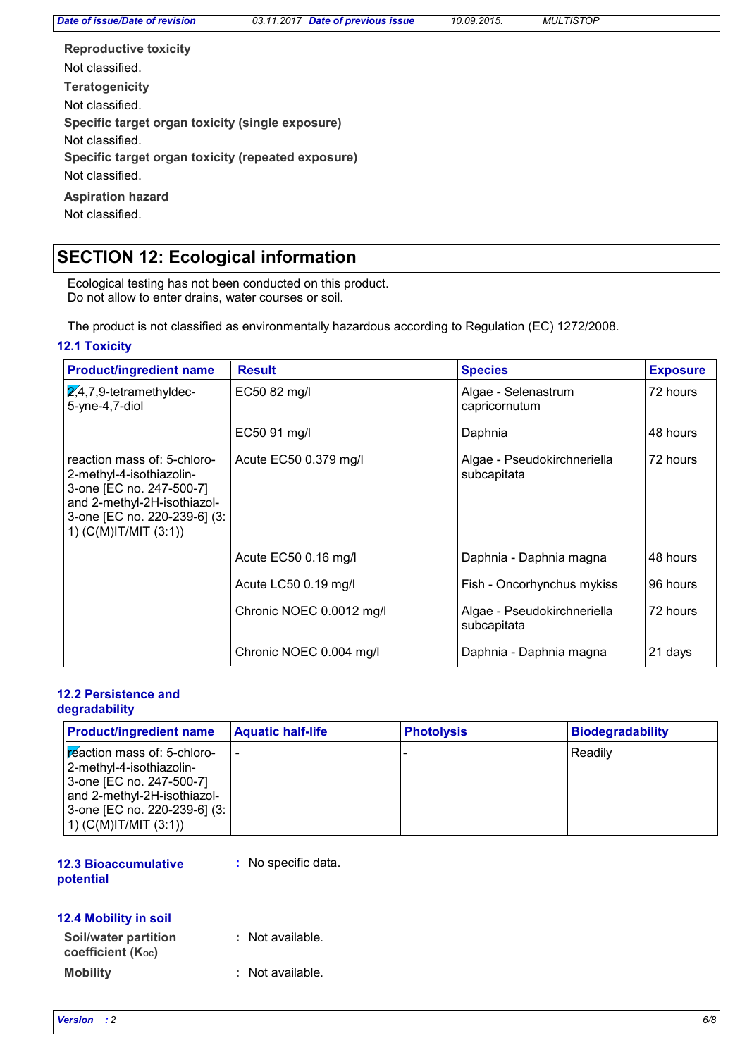**Reproductive toxicity**

Not classified.

**Teratogenicity**

Not classified.

**Specific target organ toxicity (single exposure)**

Not classified.

**Specific target organ toxicity (repeated exposure)**

Not classified.

**Aspiration hazard**

Not classified.

## SECTION 12: Ecological information

Ecological testing has not been conducted on this product.
Do not allow to enter drains, water courses or soil.

The product is not classified as environmentally hazardous according to Regulation (EC) 1272/2008.

### 12.1 Toxicity

| Product/ingredient name | Result | Species | Exposure |
|---|---|---|---|
| 2,4,7,9-tetramethyldec-5-yne-4,7-diol | EC50 82 mg/l | Algae - Selenastrum capricornutum | 72 hours |
| | EC50 91 mg/l | Daphnia | 48 hours |
| reaction mass of: 5-chloro-2-methyl-4-isothiazolin-3-one [EC no. 247-500-7] and 2-methyl-2H-isothiazol-3-one [EC no. 220-239-6] (3:1) (C(M)IT/MIT (3:1)) | Acute EC50 0.379 mg/l | Algae - Pseudokirchneriella subcapitata | 72 hours |
| | Acute EC50 0.16 mg/l | Daphnia - Daphnia magna | 48 hours |
| | Acute LC50 0.19 mg/l | Fish - Oncorhynchus mykiss | 96 hours |
| | Chronic NOEC 0.0012 mg/l | Algae - Pseudokirchneriella subcapitata | 72 hours |
| | Chronic NOEC 0.004 mg/l | Daphnia - Daphnia magna | 21 days |

### 12.2 Persistence and degradability

| Product/ingredient name | Aquatic half-life | Photolysis | Biodegradability |
|---|---|---|---|
| reaction mass of: 5-chloro-2-methyl-4-isothiazolin-3-one [EC no. 247-500-7] and 2-methyl-2H-isothiazol-3-one [EC no. 220-239-6] (3:1) (C(M)IT/MIT (3:1)) | - | - | Readily |

### 12.3 Bioaccumulative potential

: No specific data.

### 12.4 Mobility in soil

**Soil/water partition coefficient ($K_{OC}$)** : Not available.

**Mobility** : Not available.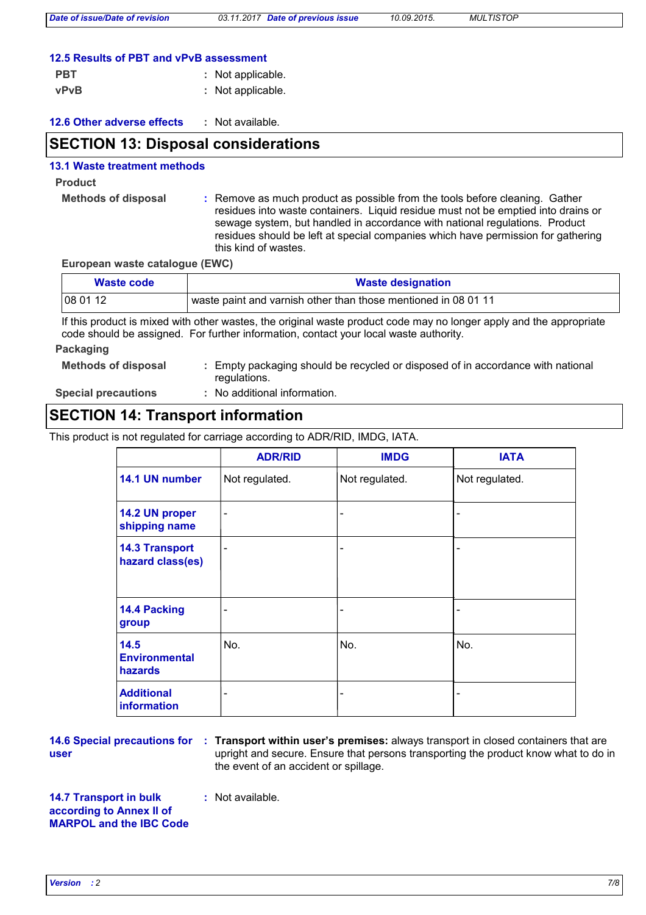### 12.5 Results of PBT and vPvB assessment

**PBT** : Not applicable.

**vPvB** : Not applicable.

### 12.6 Other adverse effects

: Not available.

## SECTION 13: Disposal considerations

### 13.1 Waste treatment methods

**Product**

**Methods of disposal** : Remove as much product as possible from the tools before cleaning. Gather residues into waste containers. Liquid residue must not be emptied into drains or sewage system, but handled in accordance with national regulations. Product residues should be left at special companies which have permission for gathering this kind of wastes.

**European waste catalogue (EWC)**

| Waste code | Waste designation |
| --- | --- |
| 08 01 12 | waste paint and varnish other than those mentioned in 08 01 11 |

If this product is mixed with other wastes, the original waste product code may no longer apply and the appropriate code should be assigned. For further information, contact your local waste authority.

**Packaging**

**Methods of disposal** : Empty packaging should be recycled or disposed of in accordance with national regulations.

**Special precautions** : No additional information.

## SECTION 14: Transport information

This product is not regulated for carriage according to ADR/RID, IMDG, IATA.

| | ADR/RID | IMDG | IATA |
| --- | --- | --- | --- |
| **14.1 UN number** | Not regulated. | Not regulated. | Not regulated. |
| **14.2 UN proper shipping name** | - | - | - |
| **14.3 Transport hazard class(es)** | - | - | - |
| **14.4 Packing group** | - | - | - |
| **14.5 Environmental hazards** | No. | No. | No. |
| **Additional information** | - | - | - |

**14.6 Special precautions for user** : **Transport within user's premises:** always transport in closed containers that are upright and secure. Ensure that persons transporting the product know what to do in the event of an accident or spillage.

**14.7 Transport in bulk according to Annex II of MARPOL and the IBC Code** : Not available.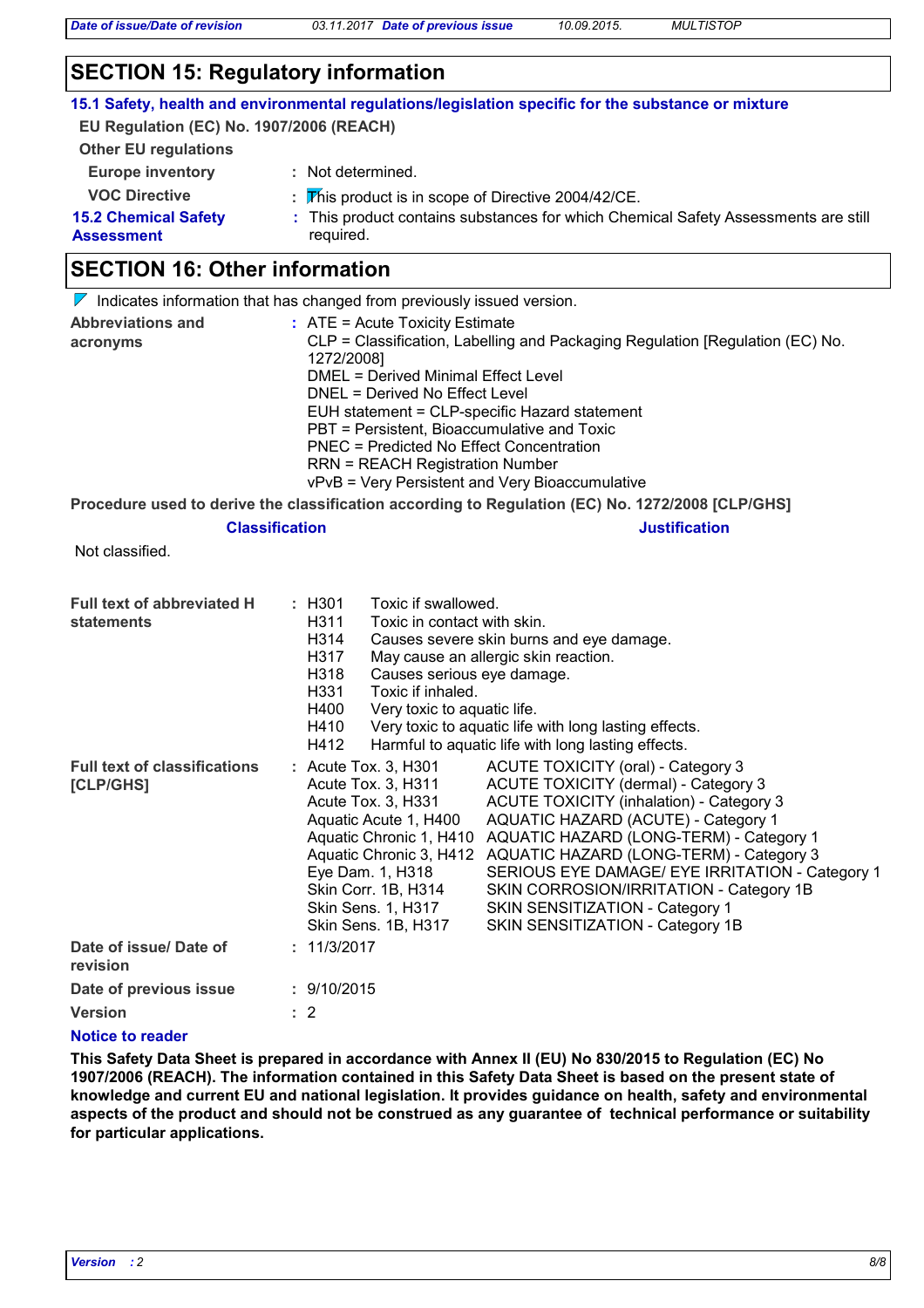## SECTION 15: Regulatory information

**15.1 Safety, health and environmental regulations/legislation specific for the substance or mixture**

**EU Regulation (EC) No. 1907/2006 (REACH)**

**Other EU regulations**

**Europe inventory** : Not determined.

**VOC Directive** : This product is in scope of Directive 2004/42/CE.

**15.2 Chemical Safety Assessment** : This product contains substances for which Chemical Safety Assessments are still required.

## SECTION 16: Other information

Indicates information that has changed from previously issued version.

**Abbreviations and acronyms** :
ATE = Acute Toxicity Estimate
CLP = Classification, Labelling and Packaging Regulation [Regulation (EC) No. 1272/2008]
DMEL = Derived Minimal Effect Level
DNEL = Derived No Effect Level
EUH statement = CLP-specific Hazard statement
PBT = Persistent, Bioaccumulative and Toxic
PNEC = Predicted No Effect Concentration
RRN = REACH Registration Number
vPvB = Very Persistent and Very Bioaccumulative

**Procedure used to derive the classification according to Regulation (EC) No. 1272/2008 [CLP/GHS]**

| Classification | Justification |
|---|---|
| Not classified. | |

**Full text of abbreviated H statements** :

| | |
|---|---|
| H301 | Toxic if swallowed. |
| H311 | Toxic in contact with skin. |
| H314 | Causes severe skin burns and eye damage. |
| H317 | May cause an allergic skin reaction. |
| H318 | Causes serious eye damage. |
| H331 | Toxic if inhaled. |
| H400 | Very toxic to aquatic life. |
| H410 | Very toxic to aquatic life with long lasting effects. |
| H412 | Harmful to aquatic life with long lasting effects. |

**Full text of classifications [CLP/GHS]** :

| | |
|---|---|
| Acute Tox. 3, H301 | ACUTE TOXICITY (oral) - Category 3 |
| Acute Tox. 3, H311 | ACUTE TOXICITY (dermal) - Category 3 |
| Acute Tox. 3, H331 | ACUTE TOXICITY (inhalation) - Category 3 |
| Aquatic Acute 1, H400 | AQUATIC HAZARD (ACUTE) - Category 1 |
| Aquatic Chronic 1, H410 | AQUATIC HAZARD (LONG-TERM) - Category 1 |
| Aquatic Chronic 3, H412 | AQUATIC HAZARD (LONG-TERM) - Category 3 |
| Eye Dam. 1, H318 | SERIOUS EYE DAMAGE/ EYE IRRITATION - Category 1 |
| Skin Corr. 1B, H314 | SKIN CORROSION/IRRITATION - Category 1B |
| Skin Sens. 1, H317 | SKIN SENSITIZATION - Category 1 |
| Skin Sens. 1B, H317 | SKIN SENSITIZATION - Category 1B |

**Date of issue/ Date of revision** : 11/3/2017

**Date of previous issue** : 9/10/2015

**Version** : 2

**Notice to reader**

**This Safety Data Sheet is prepared in accordance with Annex II (EU) No 830/2015 to Regulation (EC) No 1907/2006 (REACH). The information contained in this Safety Data Sheet is based on the present state of knowledge and current EU and national legislation. It provides guidance on health, safety and environmental aspects of the product and should not be construed as any guarantee of technical performance or suitability for particular applications.**